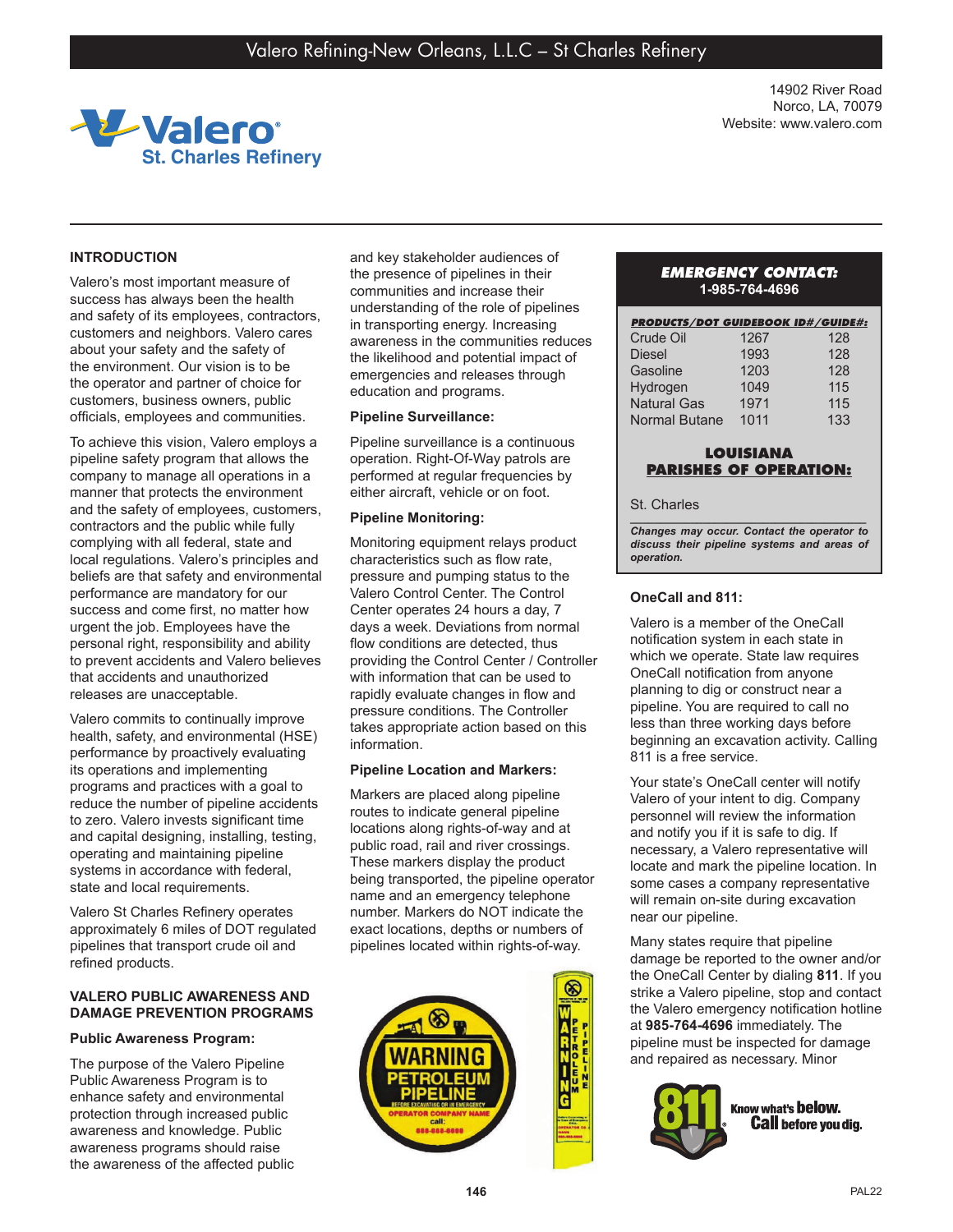# Valero Refining-New Orleans, L.L.C – St Charles Refinery

Valero St. Charles Refinery

14902 River Road
Norco, LA, 70079
Website: www.valero.com

## INTRODUCTION

Valero's most important measure of success has always been the health and safety of its employees, contractors, customers and neighbors. Valero cares about your safety and the safety of the environment. Our vision is to be the operator and partner of choice for customers, business owners, public officials, employees and communities.

To achieve this vision, Valero employs a pipeline safety program that allows the company to manage all operations in a manner that protects the environment and the safety of employees, customers, contractors and the public while fully complying with all federal, state and local regulations. Valero's principles and beliefs are that safety and environmental performance are mandatory for our success and come first, no matter how urgent the job. Employees have the personal right, responsibility and ability to prevent accidents and Valero believes that accidents and unauthorized releases are unacceptable.

Valero commits to continually improve health, safety, and environmental (HSE) performance by proactively evaluating its operations and implementing programs and practices with a goal to reduce the number of pipeline accidents to zero. Valero invests significant time and capital designing, installing, testing, operating and maintaining pipeline systems in accordance with federal, state and local requirements.

Valero St Charles Refinery operates approximately 6 miles of DOT regulated pipelines that transport crude oil and refined products.

## VALERO PUBLIC AWARENESS AND DAMAGE PREVENTION PROGRAMS

### Public Awareness Program:

The purpose of the Valero Pipeline Public Awareness Program is to enhance safety and environmental protection through increased public awareness and knowledge. Public awareness programs should raise the awareness of the affected public and key stakeholder audiences of the presence of pipelines in their communities and increase their understanding of the role of pipelines in transporting energy. Increasing awareness in the communities reduces the likelihood and potential impact of emergencies and releases through education and programs.

### Pipeline Surveillance:

Pipeline surveillance is a continuous operation. Right-Of-Way patrols are performed at regular frequencies by either aircraft, vehicle or on foot.

### Pipeline Monitoring:

Monitoring equipment relays product characteristics such as flow rate, pressure and pumping status to the Valero Control Center. The Control Center operates 24 hours a day, 7 days a week. Deviations from normal flow conditions are detected, thus providing the Control Center / Controller with information that can be used to rapidly evaluate changes in flow and pressure conditions. The Controller takes appropriate action based on this information.

### Pipeline Location and Markers:

Markers are placed along pipeline routes to indicate general pipeline locations along rights-of-way and at public road, rail and river crossings. These markers display the product being transported, the pipeline operator name and an emergency telephone number. Markers do NOT indicate the exact locations, depths or numbers of pipelines located within rights-of-way.

**EMERGENCY CONTACT:**
**1-985-764-4696**

| PRODUCTS/DOT GUIDEBOOK ID#/GUIDE#: | | |
|---|---|---|
| Crude Oil | 1267 | 128 |
| Diesel | 1993 | 128 |
| Gasoline | 1203 | 128 |
| Hydrogen | 1049 | 115 |
| Natural Gas | 1971 | 115 |
| Normal Butane | 1011 | 133 |

**LOUISIANA PARISHES OF OPERATION:**

St. Charles

*Changes may occur. Contact the operator to discuss their pipeline systems and areas of operation.*

### OneCall and 811:

Valero is a member of the OneCall notification system in each state in which we operate. State law requires OneCall notification from anyone planning to dig or construct near a pipeline. You are required to call no less than three working days before beginning an excavation activity. Calling 811 is a free service.

Your state's OneCall center will notify Valero of your intent to dig. Company personnel will review the information and notify you if it is safe to dig. If necessary, a Valero representative will locate and mark the pipeline location. In some cases a company representative will remain on-site during excavation near our pipeline.

Many states require that pipeline damage be reported to the owner and/or the OneCall Center by dialing **811**. If you strike a Valero pipeline, stop and contact the Valero emergency notification hotline at **985-764-4696** immediately. The pipeline must be inspected for damage and repaired as necessary. Minor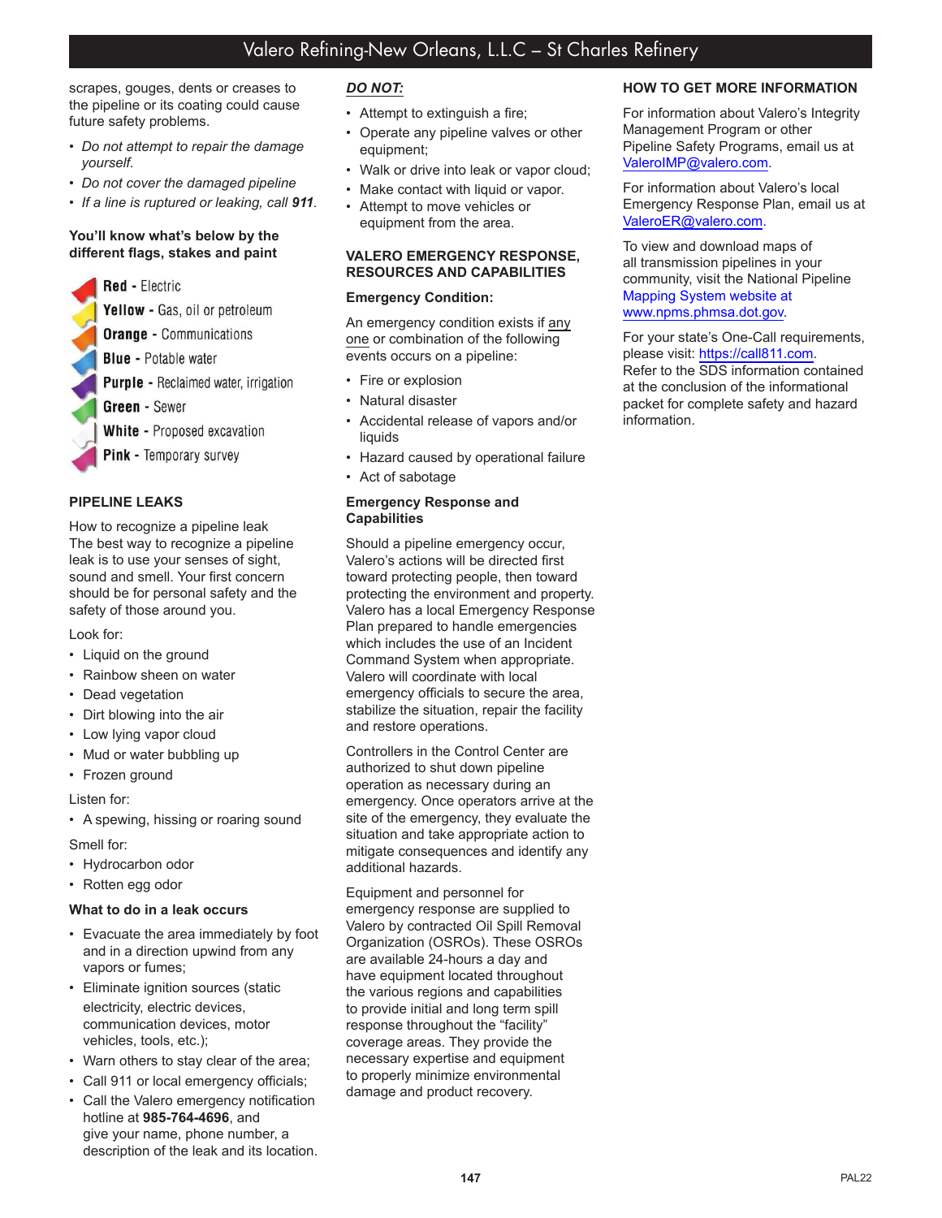scrapes, gouges, dents or creases to the pipeline or its coating could cause future safety problems.

- *Do not attempt to repair the damage yourself.*
- *Do not cover the damaged pipeline*
- *If a line is ruptured or leaking, call **911**.*

**You'll know what's below by the different flags, stakes and paint**

- **Red -** Electric
- **Yellow -** Gas, oil or petroleum
- **Orange -** Communications
- **Blue -** Potable water
- **Purple -** Reclaimed water, irrigation
- **Green -** Sewer
- **White -** Proposed excavation
- **Pink -** Temporary survey

### PIPELINE LEAKS

How to recognize a pipeline leak
The best way to recognize a pipeline leak is to use your senses of sight, sound and smell. Your first concern should be for personal safety and the safety of those around you.

Look for:

- Liquid on the ground
- Rainbow sheen on water
- Dead vegetation
- Dirt blowing into the air
- Low lying vapor cloud
- Mud or water bubbling up
- Frozen ground

Listen for:

- A spewing, hissing or roaring sound

Smell for:

- Hydrocarbon odor
- Rotten egg odor

**What to do in a leak occurs**

- Evacuate the area immediately by foot and in a direction upwind from any vapors or fumes;
- Eliminate ignition sources (static electricity, electric devices, communication devices, motor vehicles, tools, etc.);
- Warn others to stay clear of the area;
- Call 911 or local emergency officials;
- Call the Valero emergency notification hotline at **985-764-4696**, and give your name, phone number, a description of the leak and its location.

***DO NOT:***

- Attempt to extinguish a fire;
- Operate any pipeline valves or other equipment;
- Walk or drive into leak or vapor cloud;
- Make contact with liquid or vapor.
- Attempt to move vehicles or equipment from the area.

### VALERO EMERGENCY RESPONSE, RESOURCES AND CAPABILITIES

**Emergency Condition:**

An emergency condition exists if any one or combination of the following events occurs on a pipeline:

- Fire or explosion
- Natural disaster
- Accidental release of vapors and/or liquids
- Hazard caused by operational failure
- Act of sabotage

**Emergency Response and Capabilities**

Should a pipeline emergency occur, Valero's actions will be directed first toward protecting people, then toward protecting the environment and property. Valero has a local Emergency Response Plan prepared to handle emergencies which includes the use of an Incident Command System when appropriate. Valero will coordinate with local emergency officials to secure the area, stabilize the situation, repair the facility and restore operations.

Controllers in the Control Center are authorized to shut down pipeline operation as necessary during an emergency. Once operators arrive at the site of the emergency, they evaluate the situation and take appropriate action to mitigate consequences and identify any additional hazards.

Equipment and personnel for emergency response are supplied to Valero by contracted Oil Spill Removal Organization (OSROs). These OSROs are available 24-hours a day and have equipment located throughout the various regions and capabilities to provide initial and long term spill response throughout the "facility" coverage areas. They provide the necessary expertise and equipment to properly minimize environmental damage and product recovery.

### HOW TO GET MORE INFORMATION

For information about Valero's Integrity Management Program or other Pipeline Safety Programs, email us at ValeroIMP@valero.com.

For information about Valero's local Emergency Response Plan, email us at ValeroER@valero.com.

To view and download maps of all transmission pipelines in your community, visit the National Pipeline Mapping System website at www.npms.phmsa.dot.gov.

For your state's One-Call requirements, please visit: https://call811.com. Refer to the SDS information contained at the conclusion of the informational packet for complete safety and hazard information.